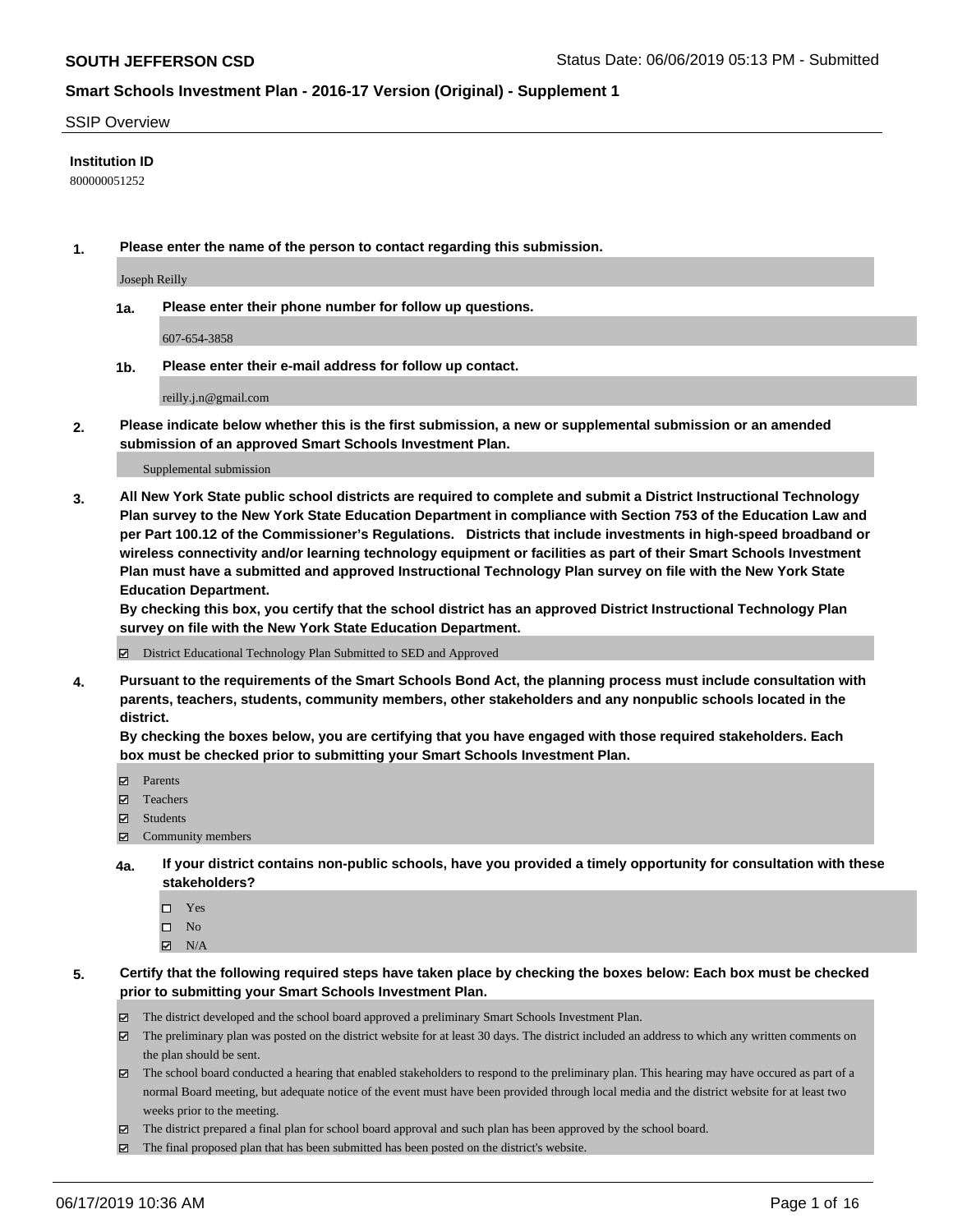**SOUTH JEFFERSON CSD** Status Date: 06/06/2019 05:13 PM - Submitted

**Smart Schools Investment Plan - 2016-17 Version (Original) - Supplement 1**

SSIP Overview

**Institution ID**

800000051252

**1. Please enter the name of the person to contact regarding this submission.**

Joseph Reilly

**1a. Please enter their phone number for follow up questions.**

607-654-3858

**1b. Please enter their e-mail address for follow up contact.**

reilly.j.n@gmail.com

**2. Please indicate below whether this is the first submission, a new or supplemental submission or an amended submission of an approved Smart Schools Investment Plan.**

Supplemental submission

**3. All New York State public school districts are required to complete and submit a District Instructional Technology Plan survey to the New York State Education Department in compliance with Section 753 of the Education Law and per Part 100.12 of the Commissioner's Regulations. Districts that include investments in high-speed broadband or wireless connectivity and/or learning technology equipment or facilities as part of their Smart Schools Investment Plan must have a submitted and approved Instructional Technology Plan survey on file with the New York State Education Department.**
**By checking this box, you certify that the school district has an approved District Instructional Technology Plan survey on file with the New York State Education Department.**

☑ District Educational Technology Plan Submitted to SED and Approved

**4. Pursuant to the requirements of the Smart Schools Bond Act, the planning process must include consultation with parents, teachers, students, community members, other stakeholders and any nonpublic schools located in the district.**
**By checking the boxes below, you are certifying that you have engaged with those required stakeholders. Each box must be checked prior to submitting your Smart Schools Investment Plan.**

☑ Parents
☑ Teachers
☑ Students
☑ Community members

**4a. If your district contains non-public schools, have you provided a timely opportunity for consultation with these stakeholders?**

☐ Yes
☐ No
☑ N/A

**5. Certify that the following required steps have taken place by checking the boxes below: Each box must be checked prior to submitting your Smart Schools Investment Plan.**

☑ The district developed and the school board approved a preliminary Smart Schools Investment Plan.
☑ The preliminary plan was posted on the district website for at least 30 days. The district included an address to which any written comments on the plan should be sent.
☑ The school board conducted a hearing that enabled stakeholders to respond to the preliminary plan. This hearing may have occured as part of a normal Board meeting, but adequate notice of the event must have been provided through local media and the district website for at least two weeks prior to the meeting.
☑ The district prepared a final plan for school board approval and such plan has been approved by the school board.
☑ The final proposed plan that has been submitted has been posted on the district's website.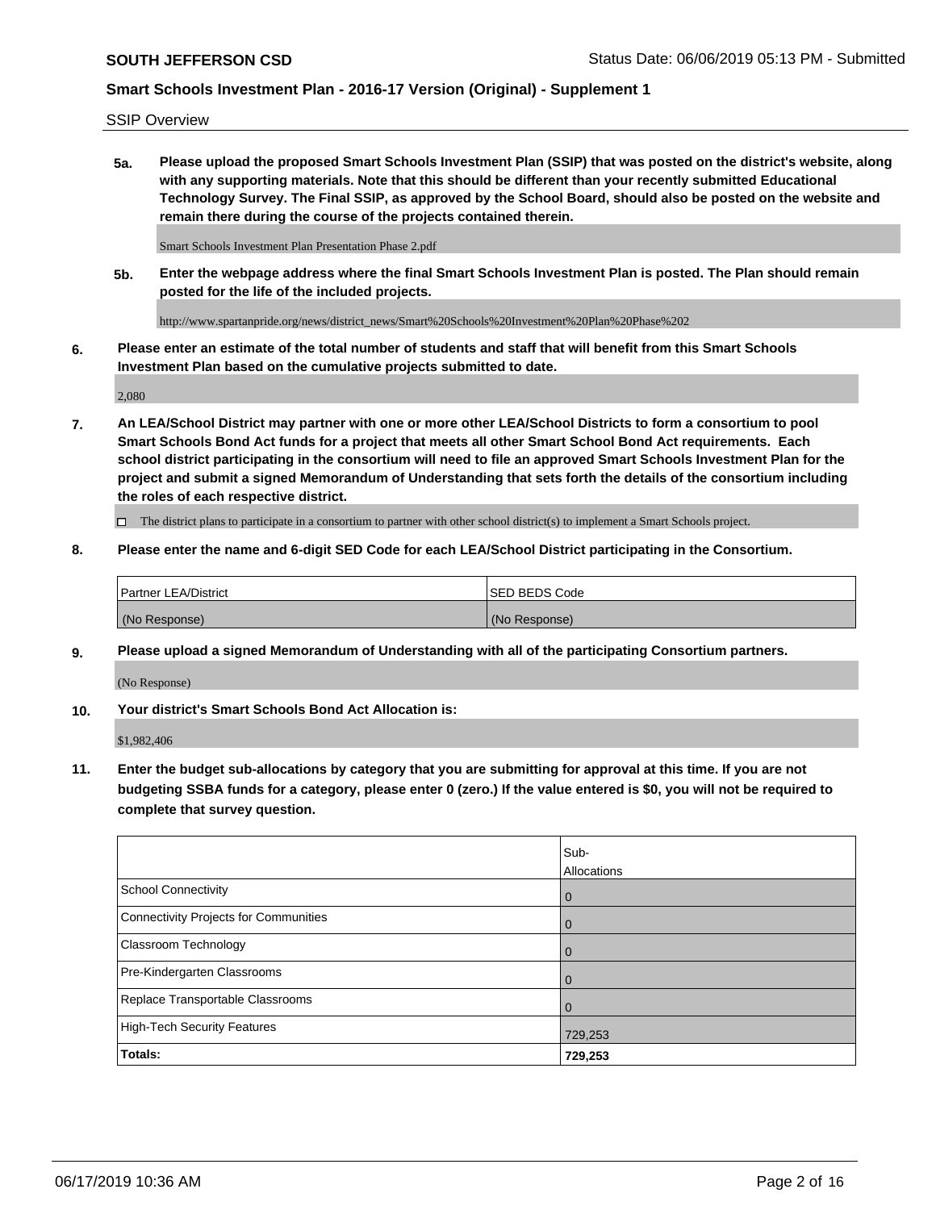SSIP Overview

**5a. Please upload the proposed Smart Schools Investment Plan (SSIP) that was posted on the district's website, along with any supporting materials. Note that this should be different than your recently submitted Educational Technology Survey. The Final SSIP, as approved by the School Board, should also be posted on the website and remain there during the course of the projects contained therein.**

Smart Schools Investment Plan Presentation Phase 2.pdf

**5b. Enter the webpage address where the final Smart Schools Investment Plan is posted. The Plan should remain posted for the life of the included projects.**

http://www.spartanpride.org/news/district_news/Smart%20Schools%20Investment%20Plan%20Phase%202

**6. Please enter an estimate of the total number of students and staff that will benefit from this Smart Schools Investment Plan based on the cumulative projects submitted to date.**

2,080

**7. An LEA/School District may partner with one or more other LEA/School Districts to form a consortium to pool Smart Schools Bond Act funds for a project that meets all other Smart School Bond Act requirements. Each school district participating in the consortium will need to file an approved Smart Schools Investment Plan for the project and submit a signed Memorandum of Understanding that sets forth the details of the consortium including the roles of each respective district.**

☐ The district plans to participate in a consortium to partner with other school district(s) to implement a Smart Schools project.

**8. Please enter the name and 6-digit SED Code for each LEA/School District participating in the Consortium.**

| Partner LEA/District | SED BEDS Code |
|---|---|
| (No Response) | (No Response) |

**9. Please upload a signed Memorandum of Understanding with all of the participating Consortium partners.**

(No Response)

**10. Your district's Smart Schools Bond Act Allocation is:**

$1,982,406

**11. Enter the budget sub-allocations by category that you are submitting for approval at this time. If you are not budgeting SSBA funds for a category, please enter 0 (zero.) If the value entered is $0, you will not be required to complete that survey question.**

| | Sub-Allocations |
|---|---|
| School Connectivity | 0 |
| Connectivity Projects for Communities | 0 |
| Classroom Technology | 0 |
| Pre-Kindergarten Classrooms | 0 |
| Replace Transportable Classrooms | 0 |
| High-Tech Security Features | 729,253 |
| **Totals:** | **729,253** |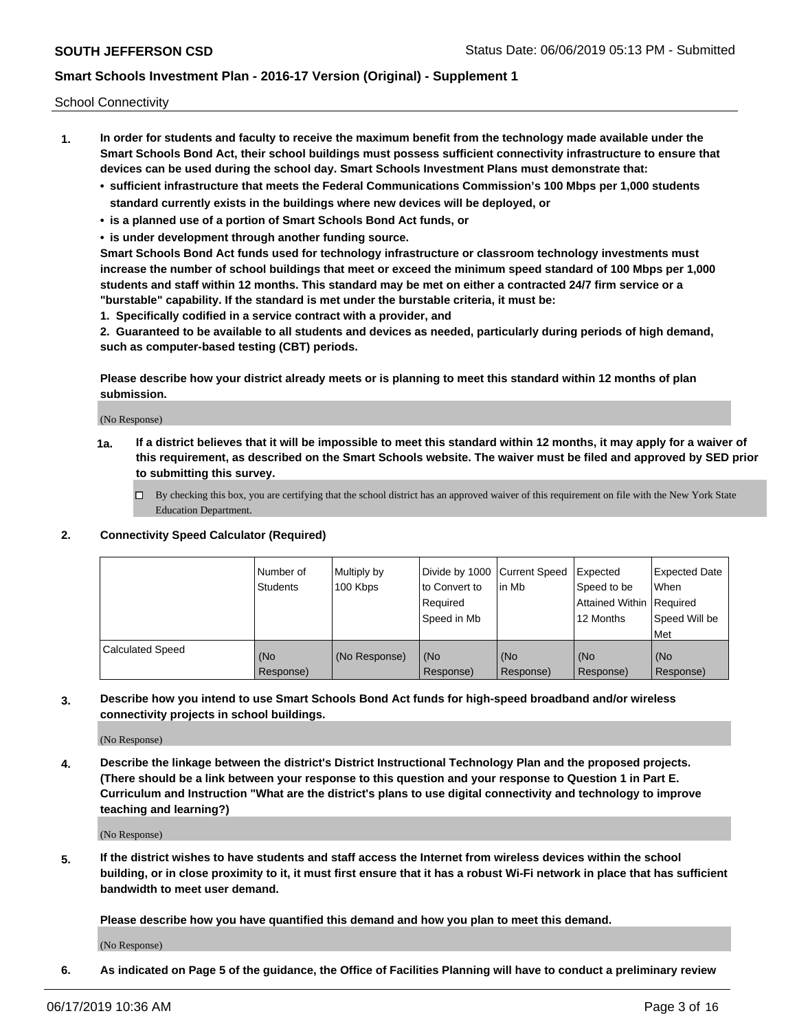School Connectivity

1. **In order for students and faculty to receive the maximum benefit from the technology made available under the Smart Schools Bond Act, their school buildings must possess sufficient connectivity infrastructure to ensure that devices can be used during the school day. Smart Schools Investment Plans must demonstrate that:**
   - **sufficient infrastructure that meets the Federal Communications Commission's 100 Mbps per 1,000 students standard currently exists in the buildings where new devices will be deployed, or**
   - **is a planned use of a portion of Smart Schools Bond Act funds, or**
   - **is under development through another funding source.**

   **Smart Schools Bond Act funds used for technology infrastructure or classroom technology investments must increase the number of school buildings that meet or exceed the minimum speed standard of 100 Mbps per 1,000 students and staff within 12 months. This standard may be met on either a contracted 24/7 firm service or a "burstable" capability. If the standard is met under the burstable criteria, it must be:**

   **1. Specifically codified in a service contract with a provider, and**

   **2. Guaranteed to be available to all students and devices as needed, particularly during periods of high demand, such as computer-based testing (CBT) periods.**

   **Please describe how your district already meets or is planning to meet this standard within 12 months of plan submission.**

   (No Response)

   **1a. If a district believes that it will be impossible to meet this standard within 12 months, it may apply for a waiver of this requirement, as described on the Smart Schools website. The waiver must be filed and approved by SED prior to submitting this survey.**

   ☐ By checking this box, you are certifying that the school district has an approved waiver of this requirement on file with the New York State Education Department.

2. **Connectivity Speed Calculator (Required)**

| | Number of Students | Multiply by 100 Kbps | Divide by 1000 to Convert to Required Speed in Mb | Current Speed in Mb | Expected Speed to be Attained Within 12 Months | Expected Date When Required Speed Will be Met |
|---|---|---|---|---|---|---|
| Calculated Speed | (No Response) | (No Response) | (No Response) | (No Response) | (No Response) | (No Response) |

3. **Describe how you intend to use Smart Schools Bond Act funds for high-speed broadband and/or wireless connectivity projects in school buildings.**

   (No Response)

4. **Describe the linkage between the district's District Instructional Technology Plan and the proposed projects. (There should be a link between your response to this question and your response to Question 1 in Part E. Curriculum and Instruction "What are the district's plans to use digital connectivity and technology to improve teaching and learning?)**

   (No Response)

5. **If the district wishes to have students and staff access the Internet from wireless devices within the school building, or in close proximity to it, it must first ensure that it has a robust Wi-Fi network in place that has sufficient bandwidth to meet user demand.**

   **Please describe how you have quantified this demand and how you plan to meet this demand.**

   (No Response)

6. **As indicated on Page 5 of the guidance, the Office of Facilities Planning will have to conduct a preliminary review**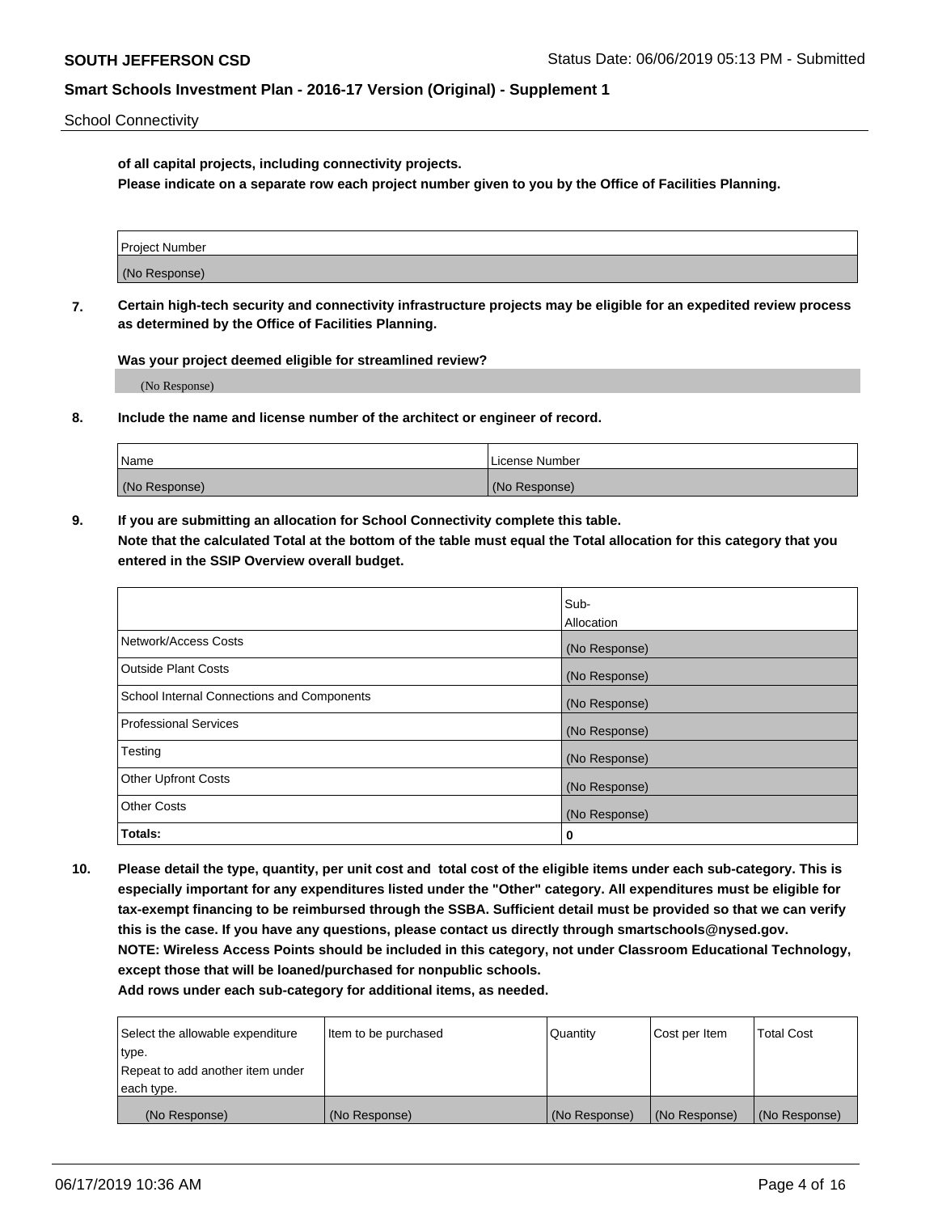School Connectivity

**of all capital projects, including connectivity projects.**
**Please indicate on a separate row each project number given to you by the Office of Facilities Planning.**

| Project Number |
| --- |
| (No Response) |

**7. Certain high-tech security and connectivity infrastructure projects may be eligible for an expedited review process as determined by the Office of Facilities Planning.**

**Was your project deemed eligible for streamlined review?**

(No Response)

**8. Include the name and license number of the architect or engineer of record.**

| Name | License Number |
| --- | --- |
| (No Response) | (No Response) |

**9. If you are submitting an allocation for School Connectivity complete this table.**
**Note that the calculated Total at the bottom of the table must equal the Total allocation for this category that you entered in the SSIP Overview overall budget.**

| | Sub-Allocation |
| --- | --- |
| Network/Access Costs | (No Response) |
| Outside Plant Costs | (No Response) |
| School Internal Connections and Components | (No Response) |
| Professional Services | (No Response) |
| Testing | (No Response) |
| Other Upfront Costs | (No Response) |
| Other Costs | (No Response) |
| **Totals:** | **0** |

**10. Please detail the type, quantity, per unit cost and total cost of the eligible items under each sub-category. This is especially important for any expenditures listed under the "Other" category. All expenditures must be eligible for tax-exempt financing to be reimbursed through the SSBA. Sufficient detail must be provided so that we can verify this is the case. If you have any questions, please contact us directly through smartschools@nysed.gov.**
**NOTE: Wireless Access Points should be included in this category, not under Classroom Educational Technology, except those that will be loaned/purchased for nonpublic schools.**
**Add rows under each sub-category for additional items, as needed.**

| Select the allowable expenditure type. Repeat to add another item under each type. | Item to be purchased | Quantity | Cost per Item | Total Cost |
| --- | --- | --- | --- | --- |
| (No Response) | (No Response) | (No Response) | (No Response) | (No Response) |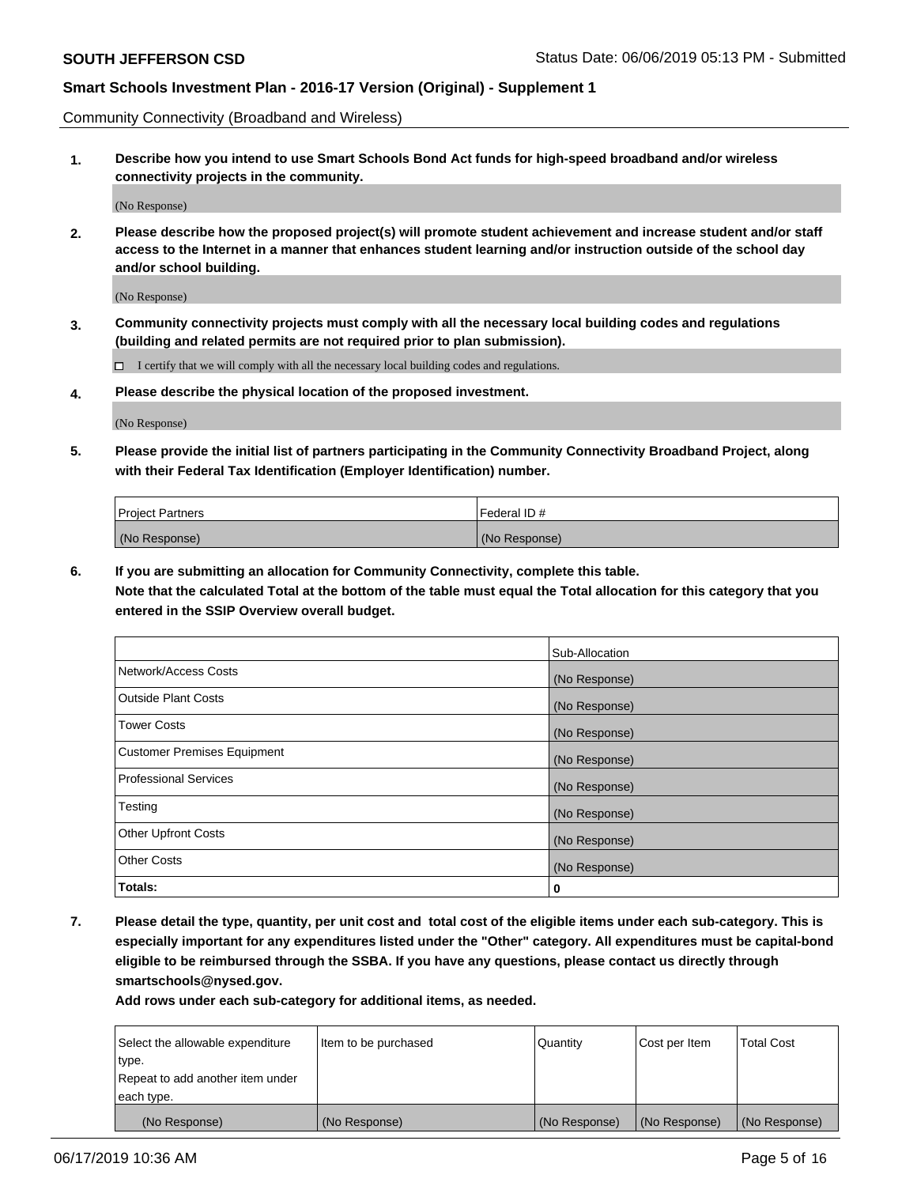Community Connectivity (Broadband and Wireless)

**1. Describe how you intend to use Smart Schools Bond Act funds for high-speed broadband and/or wireless connectivity projects in the community.**

(No Response)

**2. Please describe how the proposed project(s) will promote student achievement and increase student and/or staff access to the Internet in a manner that enhances student learning and/or instruction outside of the school day and/or school building.**

(No Response)

**3. Community connectivity projects must comply with all the necessary local building codes and regulations (building and related permits are not required prior to plan submission).**

☐ I certify that we will comply with all the necessary local building codes and regulations.

**4. Please describe the physical location of the proposed investment.**

(No Response)

**5. Please provide the initial list of partners participating in the Community Connectivity Broadband Project, along with their Federal Tax Identification (Employer Identification) number.**

| Project Partners | Federal ID # |
|---|---|
| (No Response) | (No Response) |

**6. If you are submitting an allocation for Community Connectivity, complete this table. Note that the calculated Total at the bottom of the table must equal the Total allocation for this category that you entered in the SSIP Overview overall budget.**

| | Sub-Allocation |
|---|---|
| Network/Access Costs | (No Response) |
| Outside Plant Costs | (No Response) |
| Tower Costs | (No Response) |
| Customer Premises Equipment | (No Response) |
| Professional Services | (No Response) |
| Testing | (No Response) |
| Other Upfront Costs | (No Response) |
| Other Costs | (No Response) |
| **Totals:** | **0** |

**7. Please detail the type, quantity, per unit cost and total cost of the eligible items under each sub-category. This is especially important for any expenditures listed under the "Other" category. All expenditures must be capital-bond eligible to be reimbursed through the SSBA. If you have any questions, please contact us directly through smartschools@nysed.gov.**

**Add rows under each sub-category for additional items, as needed.**

| Select the allowable expenditure type. Repeat to add another item under each type. | Item to be purchased | Quantity | Cost per Item | Total Cost |
|---|---|---|---|---|
| (No Response) | (No Response) | (No Response) | (No Response) | (No Response) |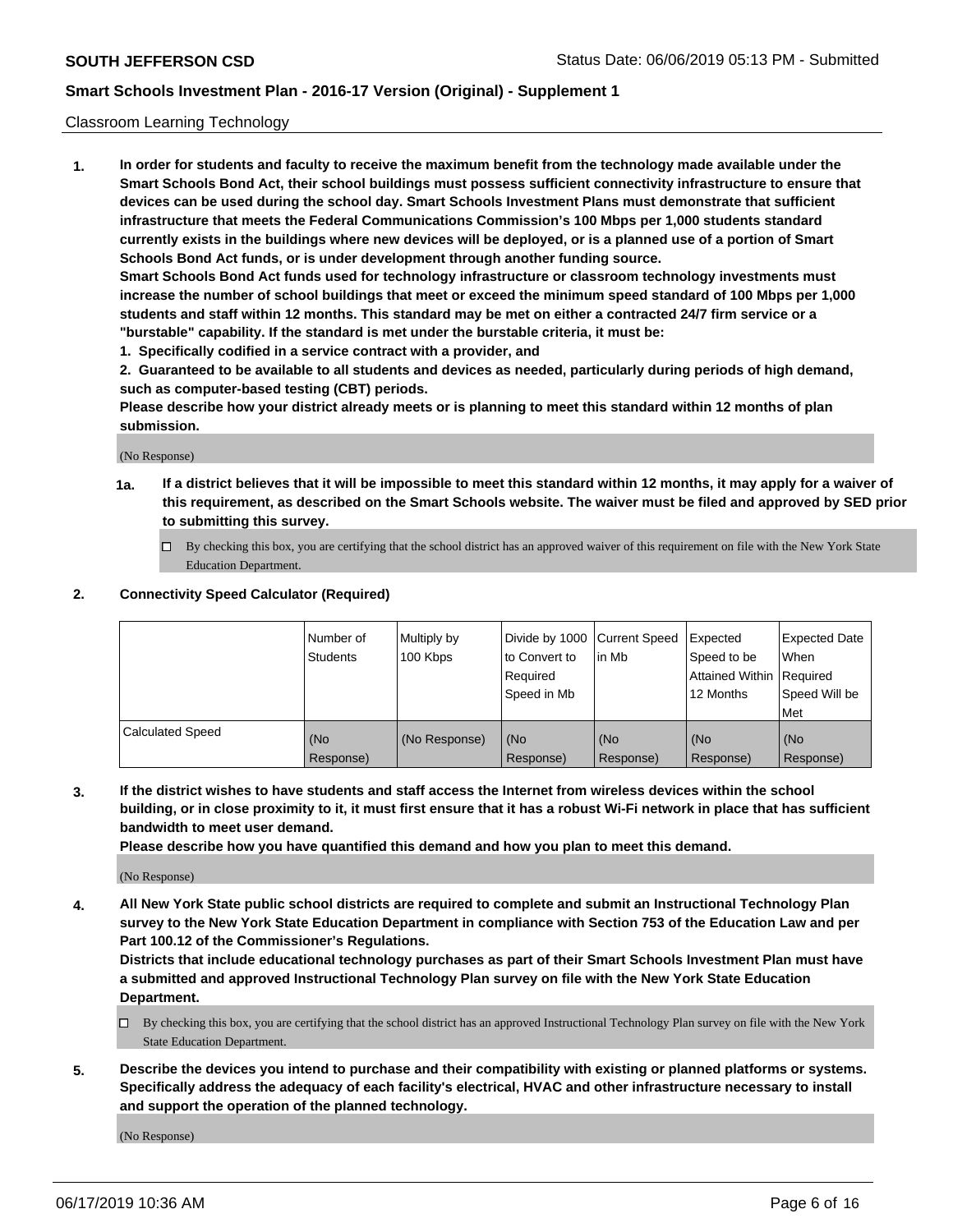Classroom Learning Technology

1. **In order for students and faculty to receive the maximum benefit from the technology made available under the Smart Schools Bond Act, their school buildings must possess sufficient connectivity infrastructure to ensure that devices can be used during the school day. Smart Schools Investment Plans must demonstrate that sufficient infrastructure that meets the Federal Communications Commission's 100 Mbps per 1,000 students standard currently exists in the buildings where new devices will be deployed, or is a planned use of a portion of Smart Schools Bond Act funds, or is under development through another funding source.**
   **Smart Schools Bond Act funds used for technology infrastructure or classroom technology investments must increase the number of school buildings that meet or exceed the minimum speed standard of 100 Mbps per 1,000 students and staff within 12 months. This standard may be met on either a contracted 24/7 firm service or a "burstable" capability. If the standard is met under the burstable criteria, it must be:**
   **1. Specifically codified in a service contract with a provider, and**
   **2. Guaranteed to be available to all students and devices as needed, particularly during periods of high demand, such as computer-based testing (CBT) periods.**
   **Please describe how your district already meets or is planning to meet this standard within 12 months of plan submission.**

   (No Response)

   **1a. If a district believes that it will be impossible to meet this standard within 12 months, it may apply for a waiver of this requirement, as described on the Smart Schools website. The waiver must be filed and approved by SED prior to submitting this survey.**

   ☐ By checking this box, you are certifying that the school district has an approved waiver of this requirement on file with the New York State Education Department.

2. **Connectivity Speed Calculator (Required)**

|  | Number of Students | Multiply by 100 Kbps | Divide by 1000 to Convert to Required Speed in Mb | Current Speed in Mb | Expected Speed to be Attained Within 12 Months | Expected Date When Required Speed Will be Met |
|---|---|---|---|---|---|---|
| Calculated Speed | (No Response) | (No Response) | (No Response) | (No Response) | (No Response) | (No Response) |

3. **If the district wishes to have students and staff access the Internet from wireless devices within the school building, or in close proximity to it, it must first ensure that it has a robust Wi-Fi network in place that has sufficient bandwidth to meet user demand.**
   **Please describe how you have quantified this demand and how you plan to meet this demand.**

   (No Response)

4. **All New York State public school districts are required to complete and submit an Instructional Technology Plan survey to the New York State Education Department in compliance with Section 753 of the Education Law and per Part 100.12 of the Commissioner's Regulations.**
   **Districts that include educational technology purchases as part of their Smart Schools Investment Plan must have a submitted and approved Instructional Technology Plan survey on file with the New York State Education Department.**

   ☐ By checking this box, you are certifying that the school district has an approved Instructional Technology Plan survey on file with the New York State Education Department.

5. **Describe the devices you intend to purchase and their compatibility with existing or planned platforms or systems. Specifically address the adequacy of each facility's electrical, HVAC and other infrastructure necessary to install and support the operation of the planned technology.**

   (No Response)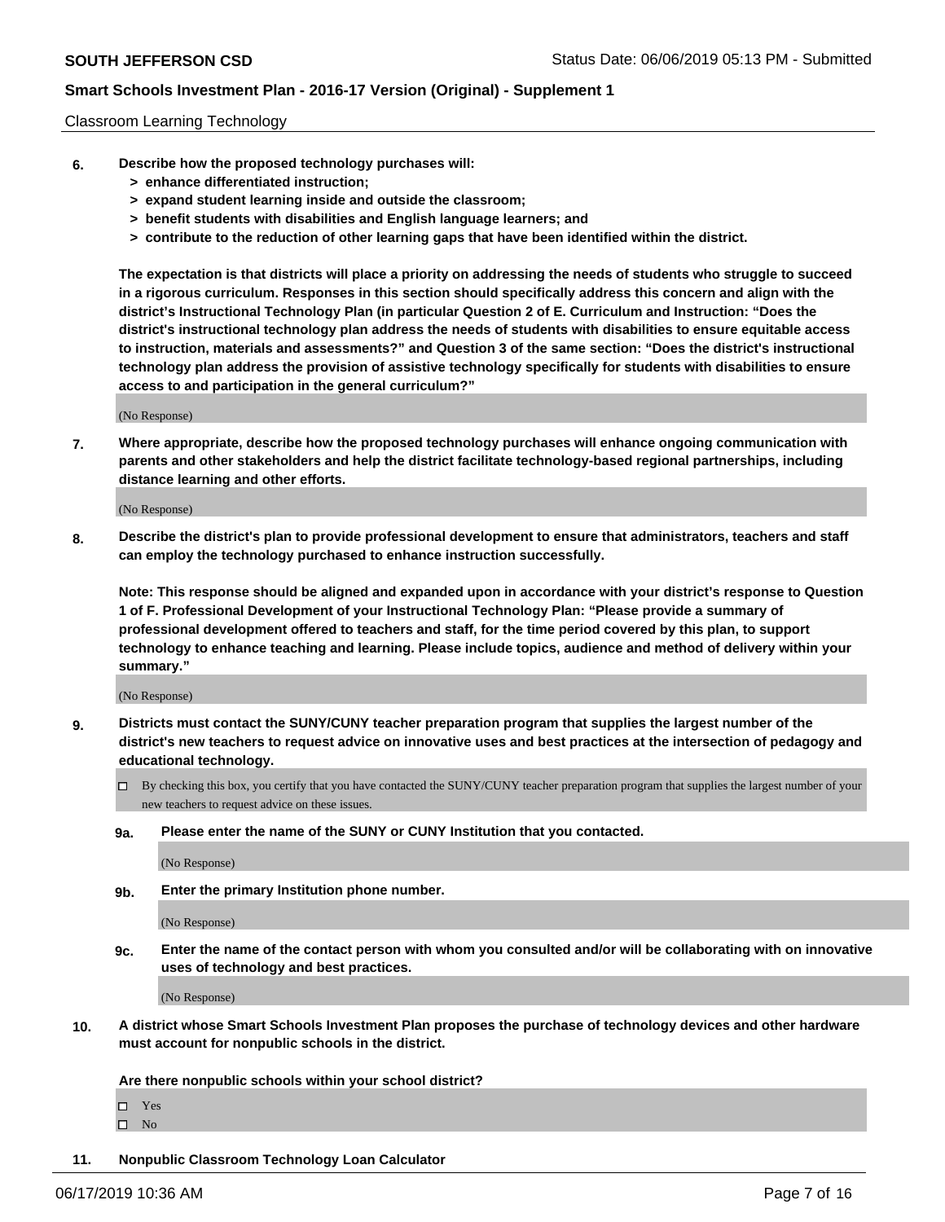Classroom Learning Technology

**6. Describe how the proposed technology purchases will:**
- **> enhance differentiated instruction;**
- **> expand student learning inside and outside the classroom;**
- **> benefit students with disabilities and English language learners; and**
- **> contribute to the reduction of other learning gaps that have been identified within the district.**

**The expectation is that districts will place a priority on addressing the needs of students who struggle to succeed in a rigorous curriculum. Responses in this section should specifically address this concern and align with the district's Instructional Technology Plan (in particular Question 2 of E. Curriculum and Instruction: "Does the district's instructional technology plan address the needs of students with disabilities to ensure equitable access to instruction, materials and assessments?" and Question 3 of the same section: "Does the district's instructional technology plan address the provision of assistive technology specifically for students with disabilities to ensure access to and participation in the general curriculum?"**

(No Response)

**7. Where appropriate, describe how the proposed technology purchases will enhance ongoing communication with parents and other stakeholders and help the district facilitate technology-based regional partnerships, including distance learning and other efforts.**

(No Response)

**8. Describe the district's plan to provide professional development to ensure that administrators, teachers and staff can employ the technology purchased to enhance instruction successfully.**

**Note: This response should be aligned and expanded upon in accordance with your district's response to Question 1 of F. Professional Development of your Instructional Technology Plan: "Please provide a summary of professional development offered to teachers and staff, for the time period covered by this plan, to support technology to enhance teaching and learning. Please include topics, audience and method of delivery within your summary."**

(No Response)

**9. Districts must contact the SUNY/CUNY teacher preparation program that supplies the largest number of the district's new teachers to request advice on innovative uses and best practices at the intersection of pedagogy and educational technology.**

☐ By checking this box, you certify that you have contacted the SUNY/CUNY teacher preparation program that supplies the largest number of your new teachers to request advice on these issues.

**9a. Please enter the name of the SUNY or CUNY Institution that you contacted.**

(No Response)

**9b. Enter the primary Institution phone number.**

(No Response)

**9c. Enter the name of the contact person with whom you consulted and/or will be collaborating with on innovative uses of technology and best practices.**

(No Response)

**10. A district whose Smart Schools Investment Plan proposes the purchase of technology devices and other hardware must account for nonpublic schools in the district.**

**Are there nonpublic schools within your school district?**

☐ Yes
☐ No

**11. Nonpublic Classroom Technology Loan Calculator**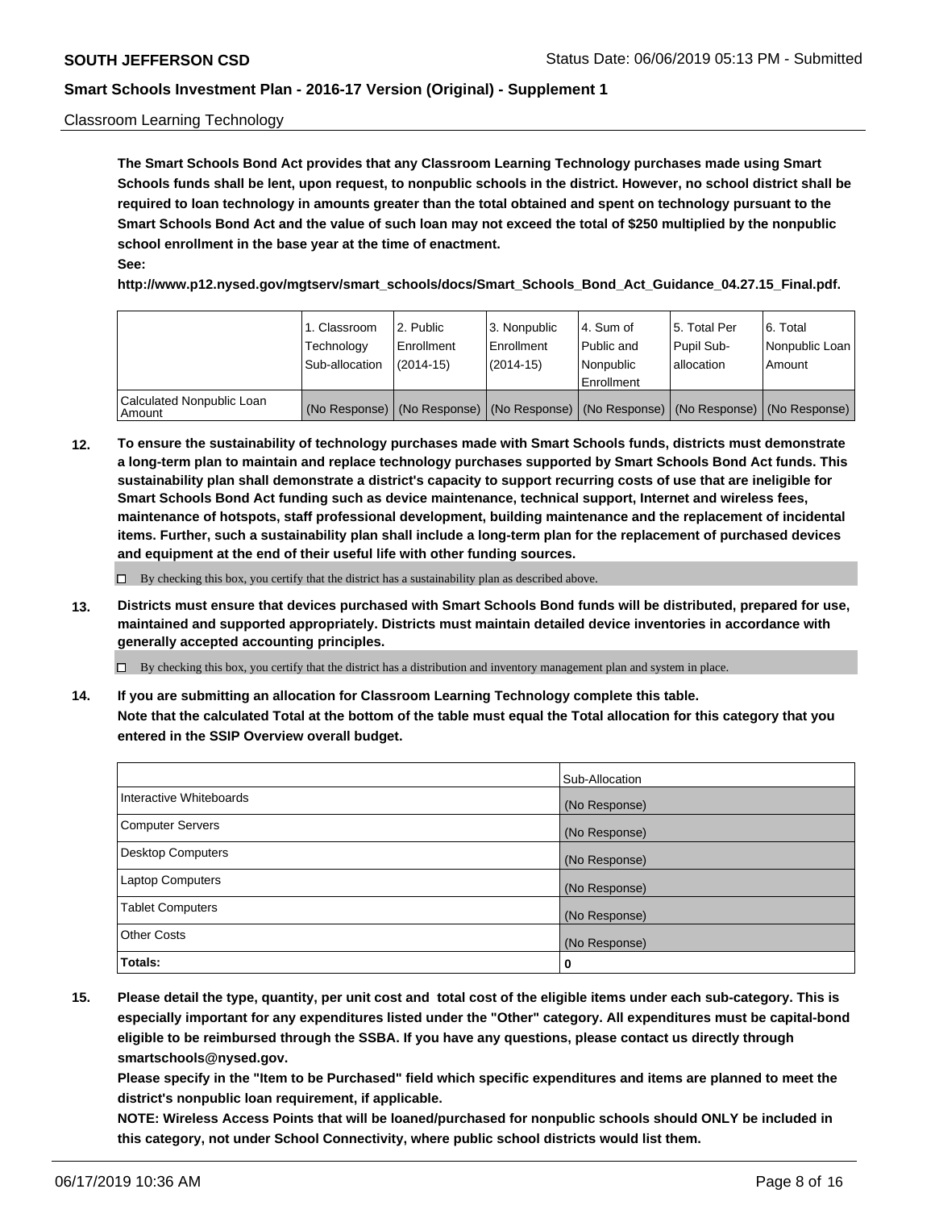Classroom Learning Technology

**The Smart Schools Bond Act provides that any Classroom Learning Technology purchases made using Smart Schools funds shall be lent, upon request, to nonpublic schools in the district. However, no school district shall be required to loan technology in amounts greater than the total obtained and spent on technology pursuant to the Smart Schools Bond Act and the value of such loan may not exceed the total of $250 multiplied by the nonpublic school enrollment in the base year at the time of enactment.**

**See:**

**http://www.p12.nysed.gov/mgtserv/smart_schools/docs/Smart_Schools_Bond_Act_Guidance_04.27.15_Final.pdf.**

| | 1. Classroom Technology Sub-allocation | 2. Public Enrollment (2014-15) | 3. Nonpublic Enrollment (2014-15) | 4. Sum of Public and Nonpublic Enrollment | 5. Total Per Pupil Sub-allocation | 6. Total Nonpublic Loan Amount |
|---|---|---|---|---|---|---|
| Calculated Nonpublic Loan Amount | (No Response) | (No Response) | (No Response) | (No Response) | (No Response) | (No Response) |

**12. To ensure the sustainability of technology purchases made with Smart Schools funds, districts must demonstrate a long-term plan to maintain and replace technology purchases supported by Smart Schools Bond Act funds. This sustainability plan shall demonstrate a district's capacity to support recurring costs of use that are ineligible for Smart Schools Bond Act funding such as device maintenance, technical support, Internet and wireless fees, maintenance of hotspots, staff professional development, building maintenance and the replacement of incidental items. Further, such a sustainability plan shall include a long-term plan for the replacement of purchased devices and equipment at the end of their useful life with other funding sources.**

☐ By checking this box, you certify that the district has a sustainability plan as described above.

**13. Districts must ensure that devices purchased with Smart Schools Bond funds will be distributed, prepared for use, maintained and supported appropriately. Districts must maintain detailed device inventories in accordance with generally accepted accounting principles.**

☐ By checking this box, you certify that the district has a distribution and inventory management plan and system in place.

**14. If you are submitting an allocation for Classroom Learning Technology complete this table. Note that the calculated Total at the bottom of the table must equal the Total allocation for this category that you entered in the SSIP Overview overall budget.**

| | Sub-Allocation |
|---|---|
| Interactive Whiteboards | (No Response) |
| Computer Servers | (No Response) |
| Desktop Computers | (No Response) |
| Laptop Computers | (No Response) |
| Tablet Computers | (No Response) |
| Other Costs | (No Response) |
| **Totals:** | **0** |

**15. Please detail the type, quantity, per unit cost and total cost of the eligible items under each sub-category. This is especially important for any expenditures listed under the "Other" category. All expenditures must be capital-bond eligible to be reimbursed through the SSBA. If you have any questions, please contact us directly through smartschools@nysed.gov.**

**Please specify in the "Item to be Purchased" field which specific expenditures and items are planned to meet the district's nonpublic loan requirement, if applicable.**

**NOTE: Wireless Access Points that will be loaned/purchased for nonpublic schools should ONLY be included in this category, not under School Connectivity, where public school districts would list them.**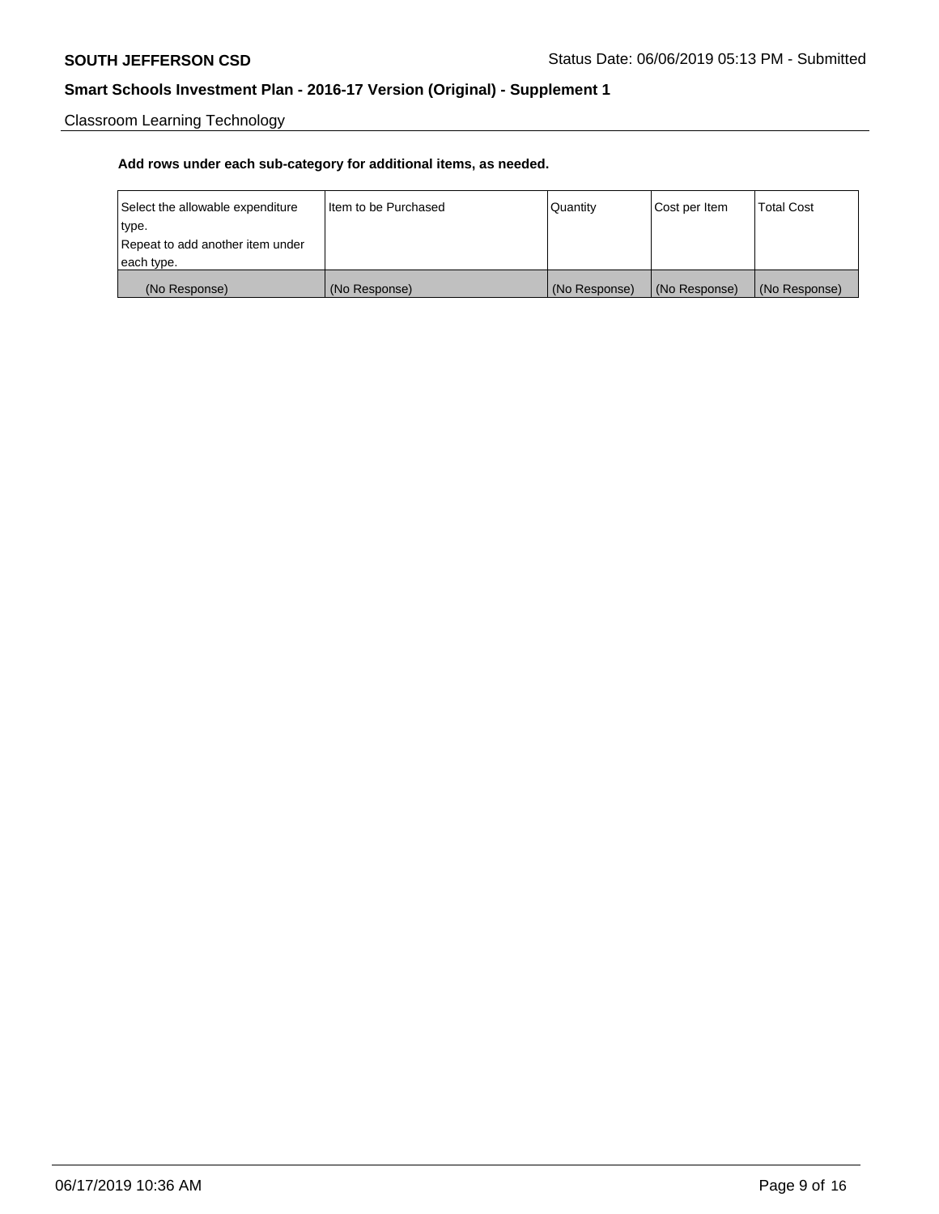Classroom Learning Technology

**Add rows under each sub-category for additional items, as needed.**

| Select the allowable expenditure type. Repeat to add another item under each type. | Item to be Purchased | Quantity | Cost per Item | Total Cost |
| --- | --- | --- | --- | --- |
| (No Response) | (No Response) | (No Response) | (No Response) | (No Response) |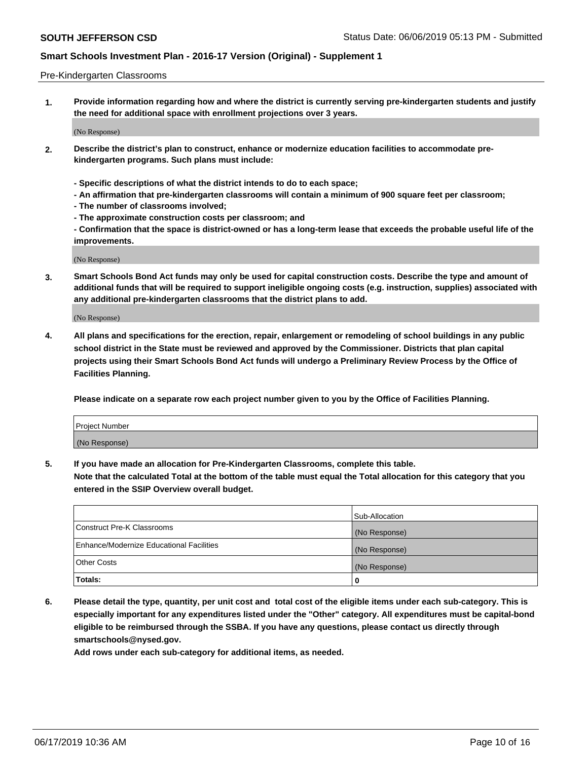Pre-Kindergarten Classrooms

**1. Provide information regarding how and where the district is currently serving pre-kindergarten students and justify the need for additional space with enrollment projections over 3 years.**

(No Response)

**2. Describe the district's plan to construct, enhance or modernize education facilities to accommodate pre-kindergarten programs. Such plans must include:**

**- Specific descriptions of what the district intends to do to each space;**
**- An affirmation that pre-kindergarten classrooms will contain a minimum of 900 square feet per classroom;**
**- The number of classrooms involved;**
**- The approximate construction costs per classroom; and**
**- Confirmation that the space is district-owned or has a long-term lease that exceeds the probable useful life of the improvements.**

(No Response)

**3. Smart Schools Bond Act funds may only be used for capital construction costs. Describe the type and amount of additional funds that will be required to support ineligible ongoing costs (e.g. instruction, supplies) associated with any additional pre-kindergarten classrooms that the district plans to add.**

(No Response)

**4. All plans and specifications for the erection, repair, enlargement or remodeling of school buildings in any public school district in the State must be reviewed and approved by the Commissioner. Districts that plan capital projects using their Smart Schools Bond Act funds will undergo a Preliminary Review Process by the Office of Facilities Planning.**

**Please indicate on a separate row each project number given to you by the Office of Facilities Planning.**

| Project Number |
| --- |
| (No Response) |

**5. If you have made an allocation for Pre-Kindergarten Classrooms, complete this table.**
**Note that the calculated Total at the bottom of the table must equal the Total allocation for this category that you entered in the SSIP Overview overall budget.**

| | Sub-Allocation |
| --- | --- |
| Construct Pre-K Classrooms | (No Response) |
| Enhance/Modernize Educational Facilities | (No Response) |
| Other Costs | (No Response) |
| **Totals:** | **0** |

**6. Please detail the type, quantity, per unit cost and total cost of the eligible items under each sub-category. This is especially important for any expenditures listed under the "Other" category. All expenditures must be capital-bond eligible to be reimbursed through the SSBA. If you have any questions, please contact us directly through smartschools@nysed.gov.**
**Add rows under each sub-category for additional items, as needed.**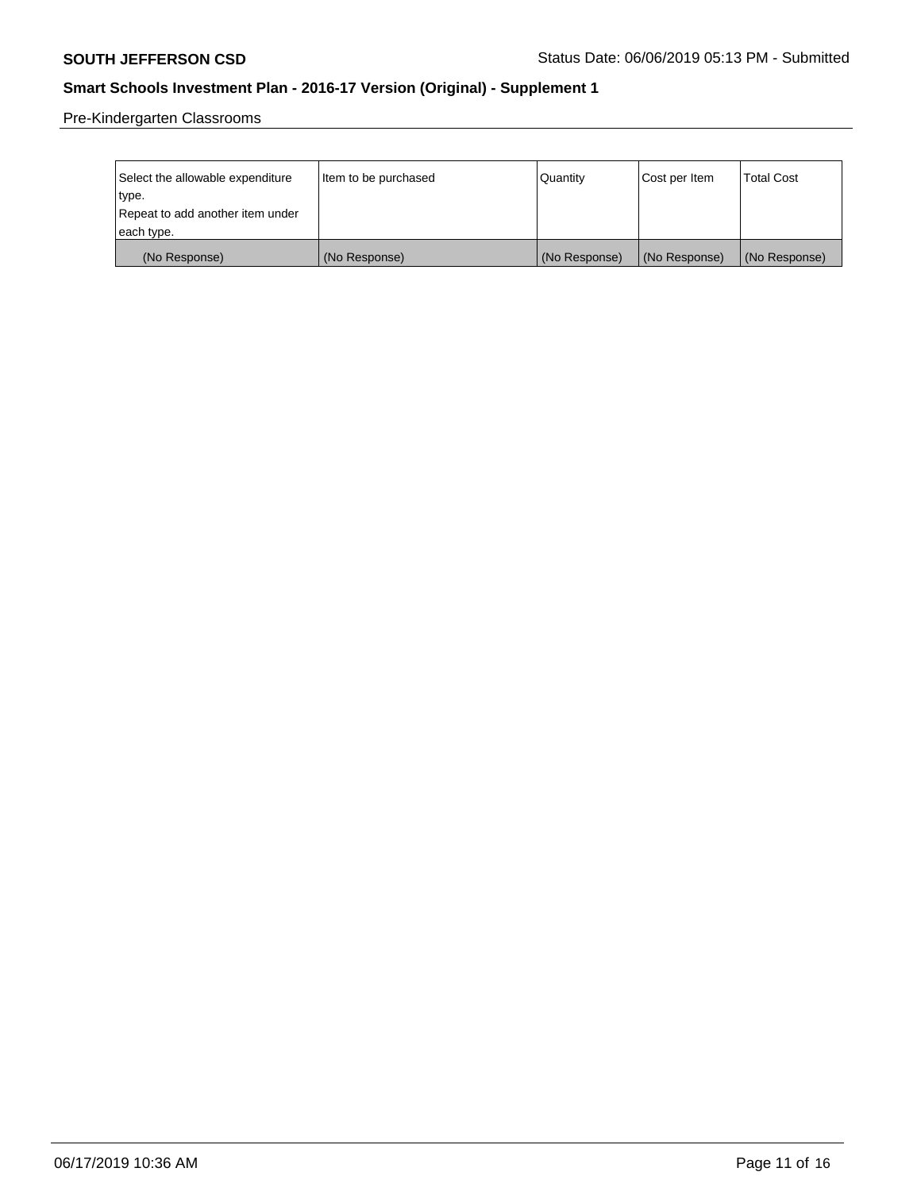Pre-Kindergarten Classrooms

| Select the allowable expenditure type.<br>Repeat to add another item under each type. | Item to be purchased | Quantity | Cost per Item | Total Cost |
|---|---|---|---|---|
| (No Response) | (No Response) | (No Response) | (No Response) | (No Response) |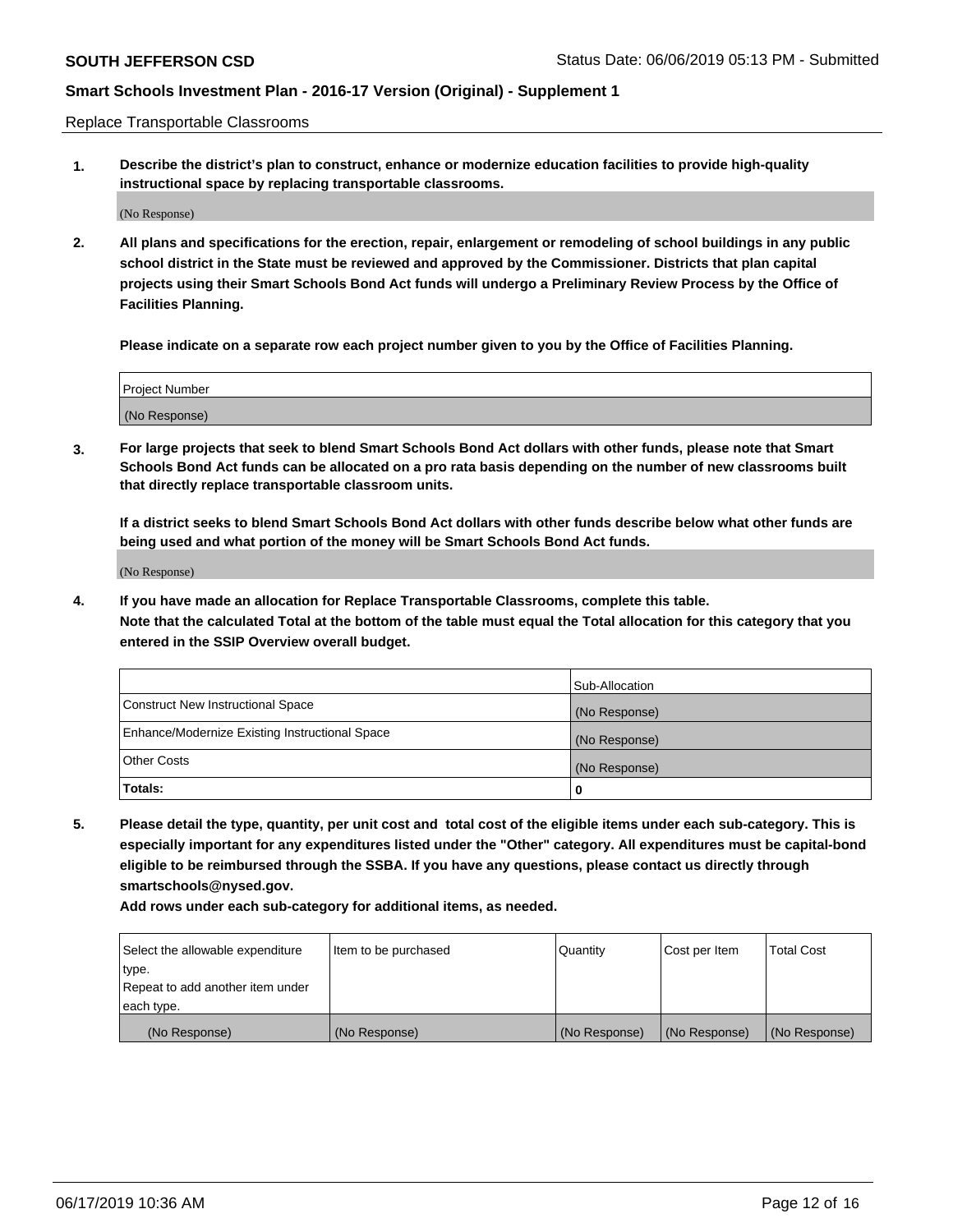Replace Transportable Classrooms

**1. Describe the district's plan to construct, enhance or modernize education facilities to provide high-quality instructional space by replacing transportable classrooms.**

(No Response)

**2. All plans and specifications for the erection, repair, enlargement or remodeling of school buildings in any public school district in the State must be reviewed and approved by the Commissioner. Districts that plan capital projects using their Smart Schools Bond Act funds will undergo a Preliminary Review Process by the Office of Facilities Planning.**

**Please indicate on a separate row each project number given to you by the Office of Facilities Planning.**

| Project Number |
|---|
| (No Response) |

**3. For large projects that seek to blend Smart Schools Bond Act dollars with other funds, please note that Smart Schools Bond Act funds can be allocated on a pro rata basis depending on the number of new classrooms built that directly replace transportable classroom units.**

**If a district seeks to blend Smart Schools Bond Act dollars with other funds describe below what other funds are being used and what portion of the money will be Smart Schools Bond Act funds.**

(No Response)

**4. If you have made an allocation for Replace Transportable Classrooms, complete this table. Note that the calculated Total at the bottom of the table must equal the Total allocation for this category that you entered in the SSIP Overview overall budget.**

| | Sub-Allocation |
|---|---|
| Construct New Instructional Space | (No Response) |
| Enhance/Modernize Existing Instructional Space | (No Response) |
| Other Costs | (No Response) |
| **Totals:** | **0** |

**5. Please detail the type, quantity, per unit cost and total cost of the eligible items under each sub-category. This is especially important for any expenditures listed under the "Other" category. All expenditures must be capital-bond eligible to be reimbursed through the SSBA. If you have any questions, please contact us directly through smartschools@nysed.gov.**

**Add rows under each sub-category for additional items, as needed.**

| Select the allowable expenditure type. Repeat to add another item under each type. | Item to be purchased | Quantity | Cost per Item | Total Cost |
|---|---|---|---|---|
| (No Response) | (No Response) | (No Response) | (No Response) | (No Response) |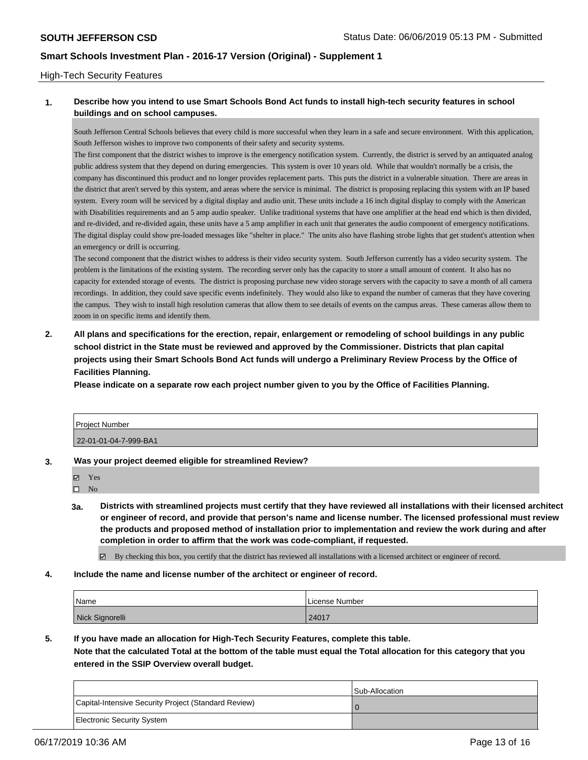## High-Tech Security Features

**1. Describe how you intend to use Smart Schools Bond Act funds to install high-tech security features in school buildings and on school campuses.**

South Jefferson Central Schools believes that every child is more successful when they learn in a safe and secure environment. With this application, South Jefferson wishes to improve two components of their safety and security systems.

The first component that the district wishes to improve is the emergency notification system. Currently, the district is served by an antiquated analog public address system that they depend on during emergencies. This system is over 10 years old. While that wouldn't normally be a crisis, the company has discontinued this product and no longer provides replacement parts. This puts the district in a vulnerable situation. There are areas in the district that aren't served by this system, and areas where the service is minimal. The district is proposing replacing this system with an IP based system. Every room will be serviced by a digital display and audio unit. These units include a 16 inch digital display to comply with the American with Disabilities requirements and an 5 amp audio speaker. Unlike traditional systems that have one amplifier at the head end which is then divided, and re-divided, and re-divided again, these units have a 5 amp amplifier in each unit that generates the audio component of emergency notifications. The digital display could show pre-loaded messages like "shelter in place." The units also have flashing strobe lights that get student's attention when an emergency or drill is occurring.

The second component that the district wishes to address is their video security system. South Jefferson currently has a video security system. The problem is the limitations of the existing system. The recording server only has the capacity to store a small amount of content. It also has no capacity for extended storage of events. The district is proposing purchase new video storage servers with the capacity to save a month of all camera recordings. In addition, they could save specific events indefinitely. They would also like to expand the number of cameras that they have covering the campus. They wish to install high resolution cameras that allow them to see details of events on the campus areas. These cameras allow them to zoom in on specific items and identify them.

**2. All plans and specifications for the erection, repair, enlargement or remodeling of school buildings in any public school district in the State must be reviewed and approved by the Commissioner. Districts that plan capital projects using their Smart Schools Bond Act funds will undergo a Preliminary Review Process by the Office of Facilities Planning.**

**Please indicate on a separate row each project number given to you by the Office of Facilities Planning.**

| Project Number |
|---|
| 22-01-01-04-7-999-BA1 |

**3. Was your project deemed eligible for streamlined Review?**

- ☑ Yes
- ☐ No

**3a. Districts with streamlined projects must certify that they have reviewed all installations with their licensed architect or engineer of record, and provide that person's name and license number. The licensed professional must review the products and proposed method of installation prior to implementation and review the work during and after completion in order to affirm that the work was code-compliant, if requested.**

- ☑ By checking this box, you certify that the district has reviewed all installations with a licensed architect or engineer of record.

**4. Include the name and license number of the architect or engineer of record.**

| Name | License Number |
|---|---|
| Nick Signorelli | 24017 |

**5. If you have made an allocation for High-Tech Security Features, complete this table.**
**Note that the calculated Total at the bottom of the table must equal the Total allocation for this category that you entered in the SSIP Overview overall budget.**

| | Sub-Allocation |
|---|---|
| Capital-Intensive Security Project (Standard Review) | 0 |
| Electronic Security System | |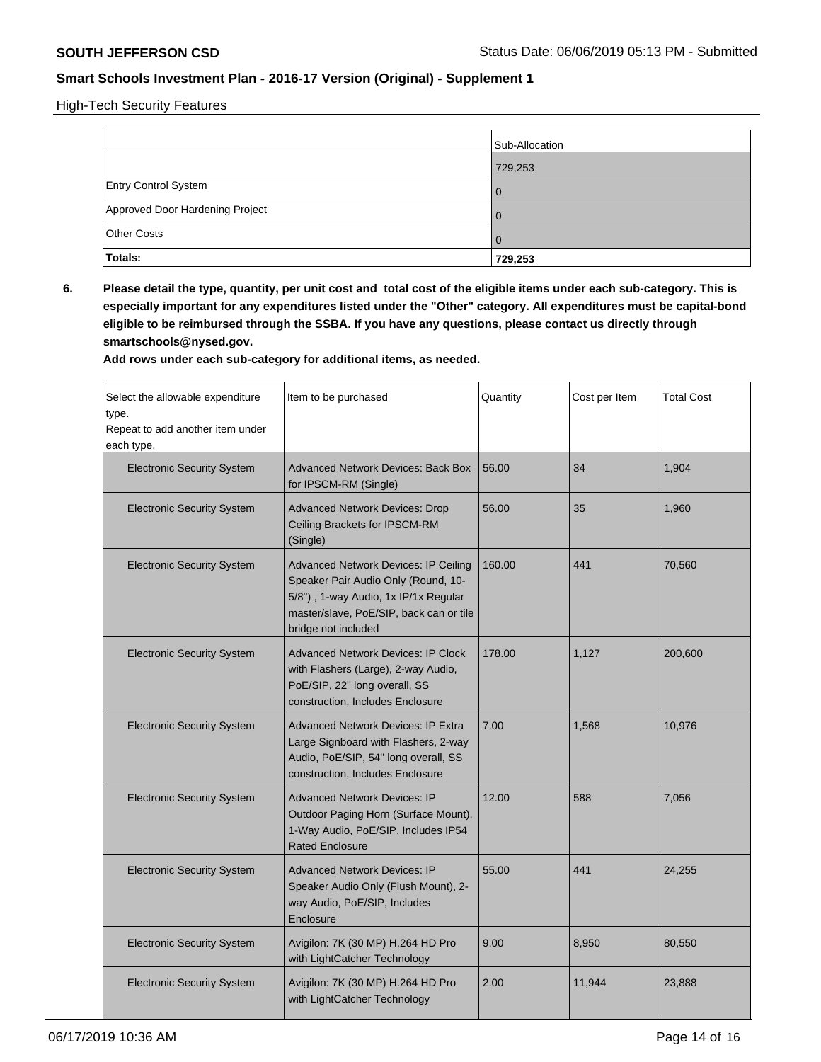High-Tech Security Features

| | Sub-Allocation |
|---|---|
| | 729,253 |
| Entry Control System | 0 |
| Approved Door Hardening Project | 0 |
| Other Costs | 0 |
| **Totals:** | **729,253** |

**6. Please detail the type, quantity, per unit cost and total cost of the eligible items under each sub-category. This is especially important for any expenditures listed under the "Other" category. All expenditures must be capital-bond eligible to be reimbursed through the SSBA. If you have any questions, please contact us directly through smartschools@nysed.gov.**

**Add rows under each sub-category for additional items, as needed.**

| Select the allowable expenditure type. Repeat to add another item under each type. | Item to be purchased | Quantity | Cost per Item | Total Cost |
|---|---|---|---|---|
| Electronic Security System | Advanced Network Devices: Back Box for IPSCM-RM (Single) | 56.00 | 34 | 1,904 |
| Electronic Security System | Advanced Network Devices: Drop Ceiling Brackets for IPSCM-RM (Single) | 56.00 | 35 | 1,960 |
| Electronic Security System | Advanced Network Devices: IP Ceiling Speaker Pair Audio Only (Round, 10-5/8") , 1-way Audio, 1x IP/1x Regular master/slave, PoE/SIP, back can or tile bridge not included | 160.00 | 441 | 70,560 |
| Electronic Security System | Advanced Network Devices: IP Clock with Flashers (Large), 2-way Audio, PoE/SIP, 22" long overall, SS construction, Includes Enclosure | 178.00 | 1,127 | 200,600 |
| Electronic Security System | Advanced Network Devices: IP Extra Large Signboard with Flashers, 2-way Audio, PoE/SIP, 54" long overall, SS construction, Includes Enclosure | 7.00 | 1,568 | 10,976 |
| Electronic Security System | Advanced Network Devices: IP Outdoor Paging Horn (Surface Mount), 1-Way Audio, PoE/SIP, Includes IP54 Rated Enclosure | 12.00 | 588 | 7,056 |
| Electronic Security System | Advanced Network Devices: IP Speaker Audio Only (Flush Mount), 2-way Audio, PoE/SIP, Includes Enclosure | 55.00 | 441 | 24,255 |
| Electronic Security System | Avigilon: 7K (30 MP) H.264 HD Pro with LightCatcher Technology | 9.00 | 8,950 | 80,550 |
| Electronic Security System | Avigilon: 7K (30 MP) H.264 HD Pro with LightCatcher Technology | 2.00 | 11,944 | 23,888 |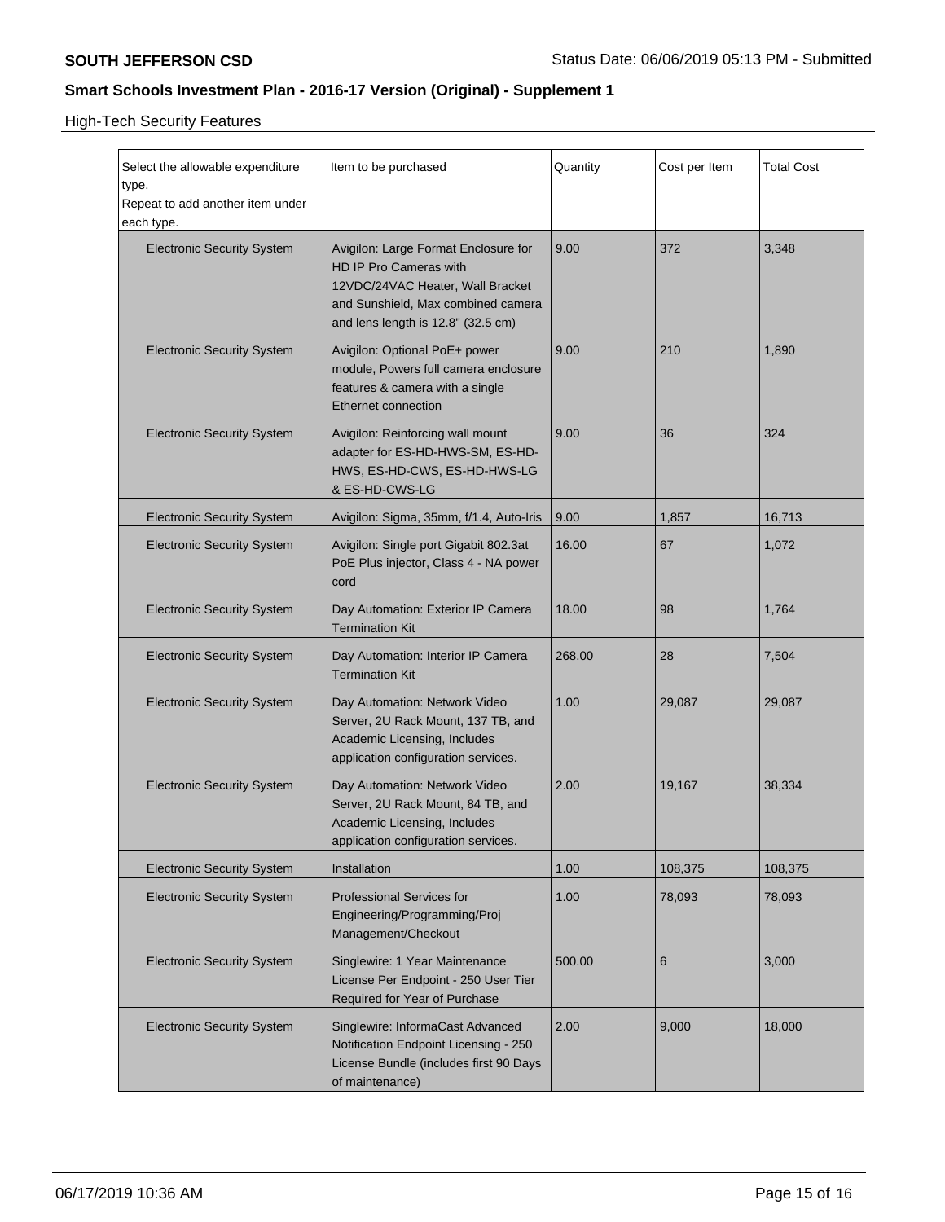High-Tech Security Features

| Select the allowable expenditure type. Repeat to add another item under each type. | Item to be purchased | Quantity | Cost per Item | Total Cost |
|---|---|---|---|---|
| Electronic Security System | Avigilon: Large Format Enclosure for HD IP Pro Cameras with 12VDC/24VAC Heater, Wall Bracket and Sunshield, Max combined camera and lens length is 12.8" (32.5 cm) | 9.00 | 372 | 3,348 |
| Electronic Security System | Avigilon: Optional PoE+ power module, Powers full camera enclosure features & camera with a single Ethernet connection | 9.00 | 210 | 1,890 |
| Electronic Security System | Avigilon: Reinforcing wall mount adapter for ES-HD-HWS-SM, ES-HD-HWS, ES-HD-CWS, ES-HD-HWS-LG & ES-HD-CWS-LG | 9.00 | 36 | 324 |
| Electronic Security System | Avigilon: Sigma, 35mm, f/1.4, Auto-Iris | 9.00 | 1,857 | 16,713 |
| Electronic Security System | Avigilon: Single port Gigabit 802.3at PoE Plus injector, Class 4 - NA power cord | 16.00 | 67 | 1,072 |
| Electronic Security System | Day Automation: Exterior IP Camera Termination Kit | 18.00 | 98 | 1,764 |
| Electronic Security System | Day Automation: Interior IP Camera Termination Kit | 268.00 | 28 | 7,504 |
| Electronic Security System | Day Automation: Network Video Server, 2U Rack Mount, 137 TB, and Academic Licensing, Includes application configuration services. | 1.00 | 29,087 | 29,087 |
| Electronic Security System | Day Automation: Network Video Server, 2U Rack Mount, 84 TB, and Academic Licensing, Includes application configuration services. | 2.00 | 19,167 | 38,334 |
| Electronic Security System | Installation | 1.00 | 108,375 | 108,375 |
| Electronic Security System | Professional Services for Engineering/Programming/Proj Management/Checkout | 1.00 | 78,093 | 78,093 |
| Electronic Security System | Singlewire: 1 Year Maintenance License Per Endpoint - 250 User Tier Required for Year of Purchase | 500.00 | 6 | 3,000 |
| Electronic Security System | Singlewire: InformaCast Advanced Notification Endpoint Licensing - 250 License Bundle (includes first 90 Days of maintenance) | 2.00 | 9,000 | 18,000 |